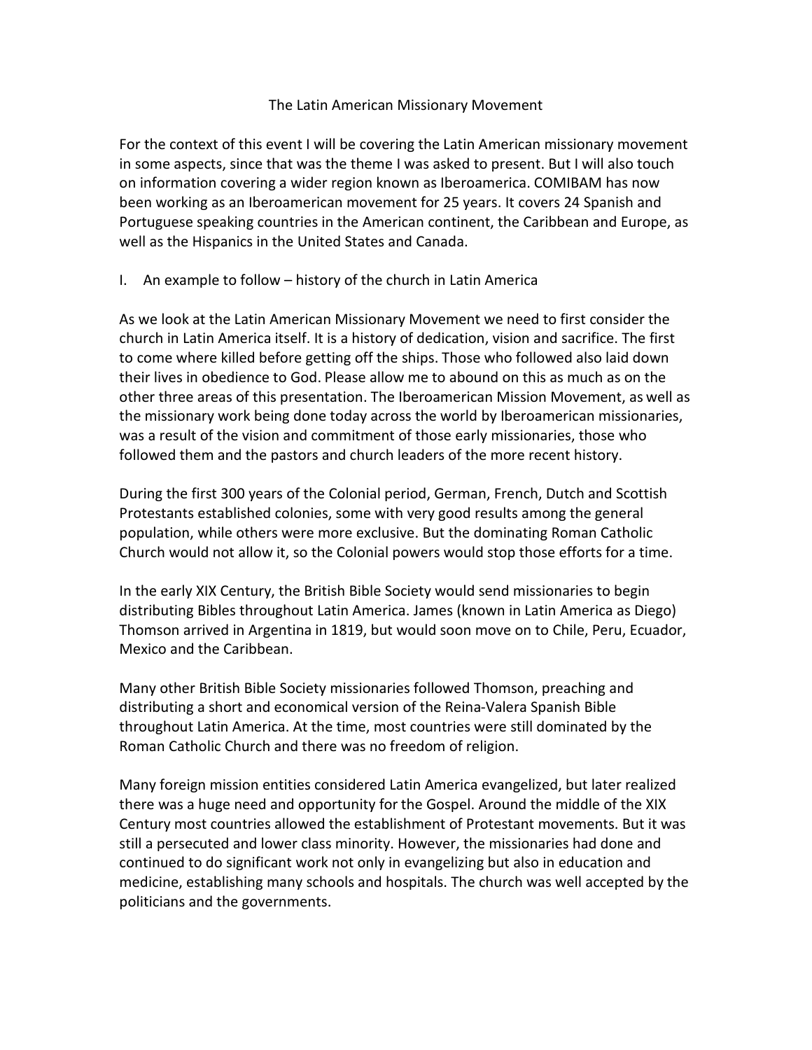# The Latin American Missionary Movement

For the context of this event I will be covering the Latin American missionary movement in some aspects, since that was the theme I was asked to present. But I will also touch on information covering a wider region known as Iberoamerica. COMIBAM has now been working as an Iberoamerican movement for 25 years. It covers 24 Spanish and Portuguese speaking countries in the American continent, the Caribbean and Europe, as well as the Hispanics in the United States and Canada.

## I. An example to follow – history of the church in Latin America

As we look at the Latin American Missionary Movement we need to first consider the church in Latin America itself. It is a history of dedication, vision and sacrifice. The first to come where killed before getting off the ships. Those who followed also laid down their lives in obedience to God. Please allow me to abound on this as much as on the other three areas of this presentation. The Iberoamerican Mission Movement, as well as the missionary work being done today across the world by Iberoamerican missionaries, was a result of the vision and commitment of those early missionaries, those who followed them and the pastors and church leaders of the more recent history.

During the first 300 years of the Colonial period, German, French, Dutch and Scottish Protestants established colonies, some with very good results among the general population, while others were more exclusive. But the dominating Roman Catholic Church would not allow it, so the Colonial powers would stop those efforts for a time.

In the early XIX Century, the British Bible Society would send missionaries to begin distributing Bibles throughout Latin America. James (known in Latin America as Diego) Thomson arrived in Argentina in 1819, but would soon move on to Chile, Peru, Ecuador, Mexico and the Caribbean.

Many other British Bible Society missionaries followed Thomson, preaching and distributing a short and economical version of the Reina-Valera Spanish Bible throughout Latin America. At the time, most countries were still dominated by the Roman Catholic Church and there was no freedom of religion.

Many foreign mission entities considered Latin America evangelized, but later realized there was a huge need and opportunity for the Gospel. Around the middle of the XIX Century most countries allowed the establishment of Protestant movements. But it was still a persecuted and lower class minority. However, the missionaries had done and continued to do significant work not only in evangelizing but also in education and medicine, establishing many schools and hospitals. The church was well accepted by the politicians and the governments.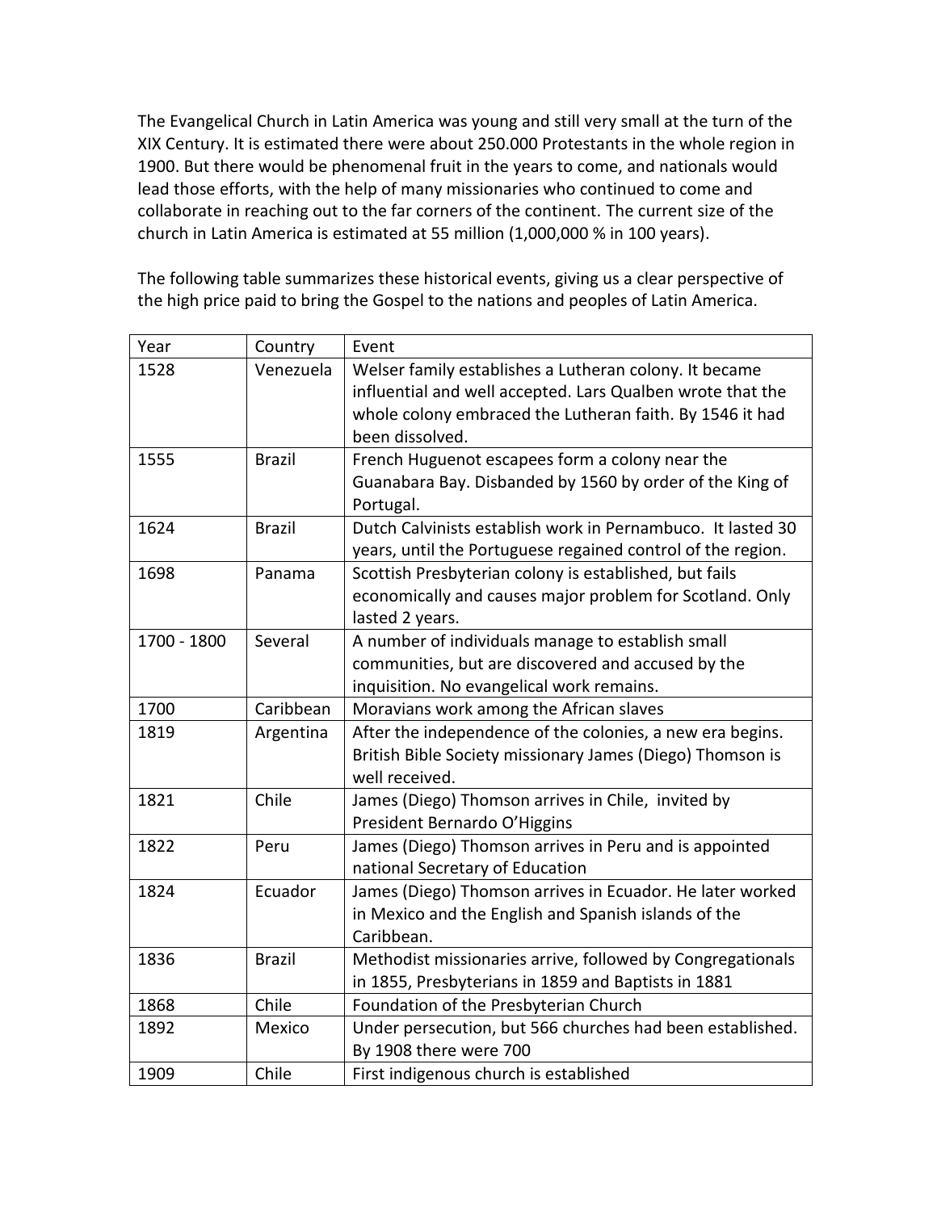The Evangelical Church in Latin America was young and still very small at the turn of the XIX Century. It is estimated there were about 250.000 Protestants in the whole region in 1900. But there would be phenomenal fruit in the years to come, and nationals would lead those efforts, with the help of many missionaries who continued to come and collaborate in reaching out to the far corners of the continent. The current size of the church in Latin America is estimated at 55 million (1,000,000 % in 100 years).

The following table summarizes these historical events, giving us a clear perspective of the high price paid to bring the Gospel to the nations and peoples of Latin America.

| Year | Country | Event |
|---|---|---|
| 1528 | Venezuela | Welser family establishes a Lutheran colony. It became influential and well accepted. Lars Qualben wrote that the whole colony embraced the Lutheran faith. By 1546 it had been dissolved. |
| 1555 | Brazil | French Huguenot escapees form a colony near the Guanabara Bay. Disbanded by 1560 by order of the King of Portugal. |
| 1624 | Brazil | Dutch Calvinists establish work in Pernambuco. It lasted 30 years, until the Portuguese regained control of the region. |
| 1698 | Panama | Scottish Presbyterian colony is established, but fails economically and causes major problem for Scotland. Only lasted 2 years. |
| 1700 - 1800 | Several | A number of individuals manage to establish small communities, but are discovered and accused by the inquisition. No evangelical work remains. |
| 1700 | Caribbean | Moravians work among the African slaves |
| 1819 | Argentina | After the independence of the colonies, a new era begins. British Bible Society missionary James (Diego) Thomson is well received. |
| 1821 | Chile | James (Diego) Thomson arrives in Chile, invited by President Bernardo O'Higgins |
| 1822 | Peru | James (Diego) Thomson arrives in Peru and is appointed national Secretary of Education |
| 1824 | Ecuador | James (Diego) Thomson arrives in Ecuador. He later worked in Mexico and the English and Spanish islands of the Caribbean. |
| 1836 | Brazil | Methodist missionaries arrive, followed by Congregationals in 1855, Presbyterians in 1859 and Baptists in 1881 |
| 1868 | Chile | Foundation of the Presbyterian Church |
| 1892 | Mexico | Under persecution, but 566 churches had been established. By 1908 there were 700 |
| 1909 | Chile | First indigenous church is established |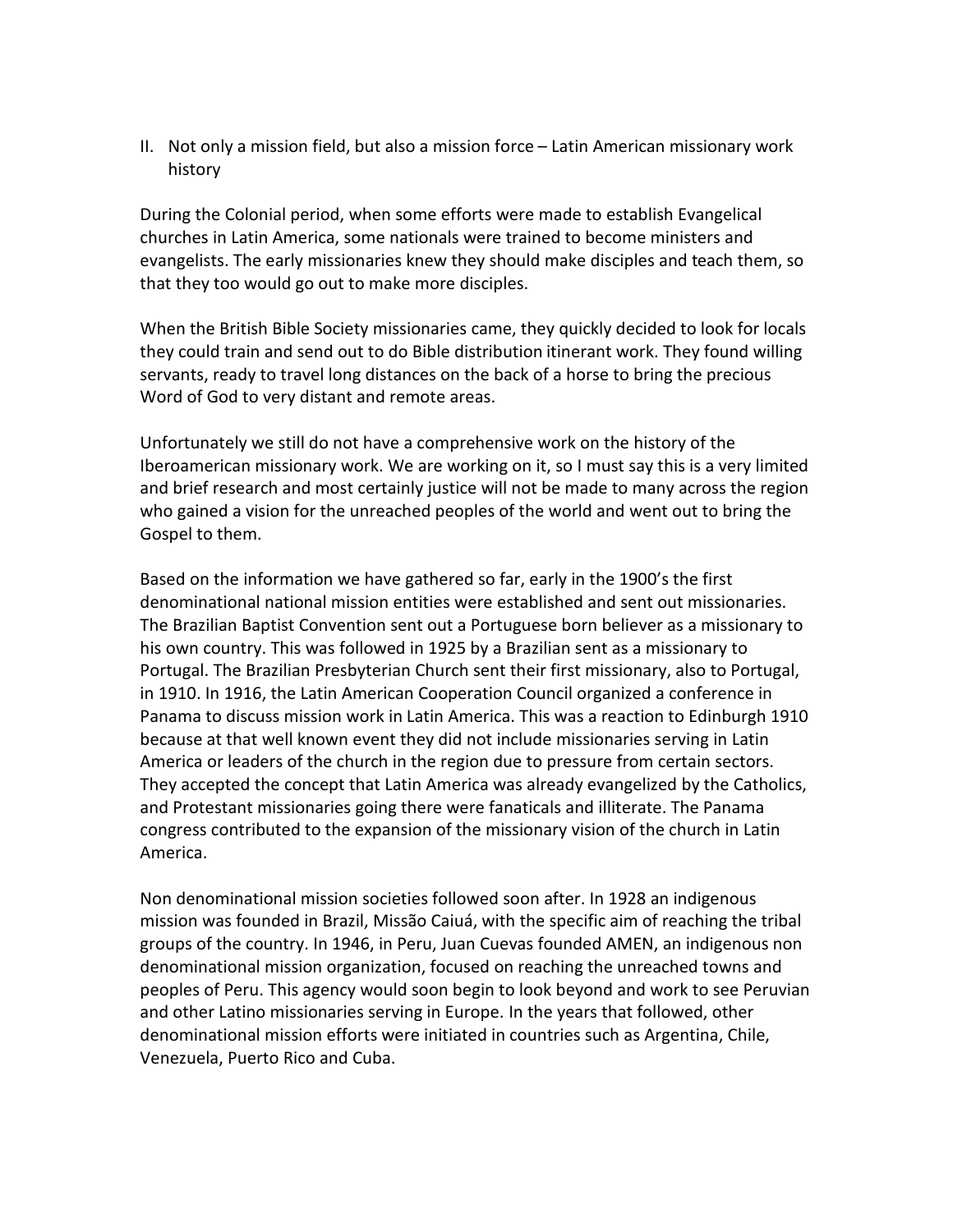## II. Not only a mission field, but also a mission force – Latin American missionary work history

During the Colonial period, when some efforts were made to establish Evangelical churches in Latin America, some nationals were trained to become ministers and evangelists. The early missionaries knew they should make disciples and teach them, so that they too would go out to make more disciples.

When the British Bible Society missionaries came, they quickly decided to look for locals they could train and send out to do Bible distribution itinerant work. They found willing servants, ready to travel long distances on the back of a horse to bring the precious Word of God to very distant and remote areas.

Unfortunately we still do not have a comprehensive work on the history of the Iberoamerican missionary work. We are working on it, so I must say this is a very limited and brief research and most certainly justice will not be made to many across the region who gained a vision for the unreached peoples of the world and went out to bring the Gospel to them.

Based on the information we have gathered so far, early in the 1900's the first denominational national mission entities were established and sent out missionaries. The Brazilian Baptist Convention sent out a Portuguese born believer as a missionary to his own country. This was followed in 1925 by a Brazilian sent as a missionary to Portugal. The Brazilian Presbyterian Church sent their first missionary, also to Portugal, in 1910. In 1916, the Latin American Cooperation Council organized a conference in Panama to discuss mission work in Latin America. This was a reaction to Edinburgh 1910 because at that well known event they did not include missionaries serving in Latin America or leaders of the church in the region due to pressure from certain sectors. They accepted the concept that Latin America was already evangelized by the Catholics, and Protestant missionaries going there were fanaticals and illiterate. The Panama congress contributed to the expansion of the missionary vision of the church in Latin America.

Non denominational mission societies followed soon after. In 1928 an indigenous mission was founded in Brazil, Missão Caiuá, with the specific aim of reaching the tribal groups of the country. In 1946, in Peru, Juan Cuevas founded AMEN, an indigenous non denominational mission organization, focused on reaching the unreached towns and peoples of Peru. This agency would soon begin to look beyond and work to see Peruvian and other Latino missionaries serving in Europe. In the years that followed, other denominational mission efforts were initiated in countries such as Argentina, Chile, Venezuela, Puerto Rico and Cuba.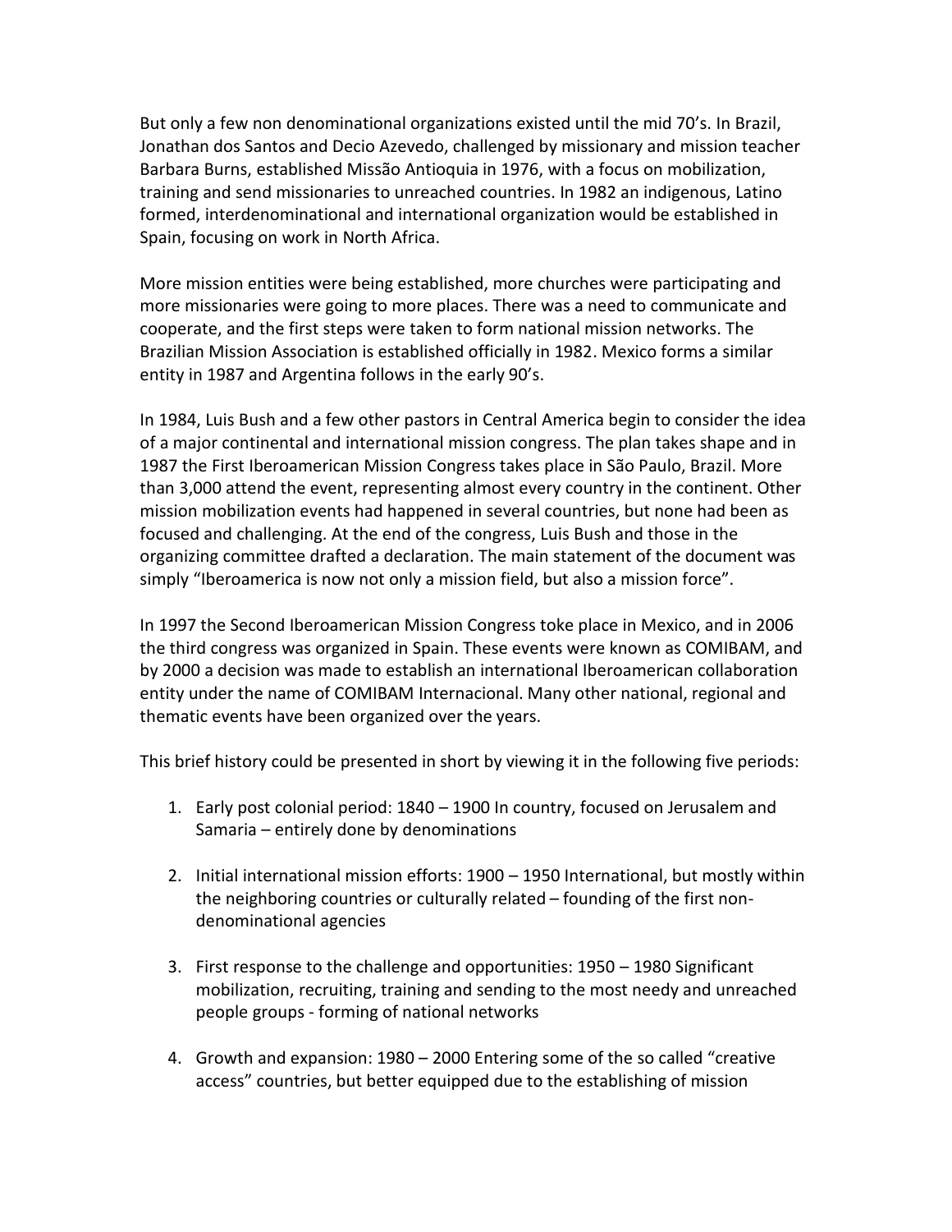But only a few non denominational organizations existed until the mid 70's. In Brazil, Jonathan dos Santos and Decio Azevedo, challenged by missionary and mission teacher Barbara Burns, established Missão Antioquia in 1976, with a focus on mobilization, training and send missionaries to unreached countries. In 1982 an indigenous, Latino formed, interdenominational and international organization would be established in Spain, focusing on work in North Africa.

More mission entities were being established, more churches were participating and more missionaries were going to more places. There was a need to communicate and cooperate, and the first steps were taken to form national mission networks. The Brazilian Mission Association is established officially in 1982. Mexico forms a similar entity in 1987 and Argentina follows in the early 90's.

In 1984, Luis Bush and a few other pastors in Central America begin to consider the idea of a major continental and international mission congress. The plan takes shape and in 1987 the First Iberoamerican Mission Congress takes place in São Paulo, Brazil. More than 3,000 attend the event, representing almost every country in the continent. Other mission mobilization events had happened in several countries, but none had been as focused and challenging. At the end of the congress, Luis Bush and those in the organizing committee drafted a declaration. The main statement of the document was simply "Iberoamerica is now not only a mission field, but also a mission force".

In 1997 the Second Iberoamerican Mission Congress toke place in Mexico, and in 2006 the third congress was organized in Spain. These events were known as COMIBAM, and by 2000 a decision was made to establish an international Iberoamerican collaboration entity under the name of COMIBAM Internacional. Many other national, regional and thematic events have been organized over the years.

This brief history could be presented in short by viewing it in the following five periods:

1. Early post colonial period: 1840 – 1900 In country, focused on Jerusalem and Samaria – entirely done by denominations

2. Initial international mission efforts: 1900 – 1950 International, but mostly within the neighboring countries or culturally related – founding of the first non-denominational agencies

3. First response to the challenge and opportunities: 1950 – 1980 Significant mobilization, recruiting, training and sending to the most needy and unreached people groups - forming of national networks

4. Growth and expansion: 1980 – 2000 Entering some of the so called "creative access" countries, but better equipped due to the establishing of mission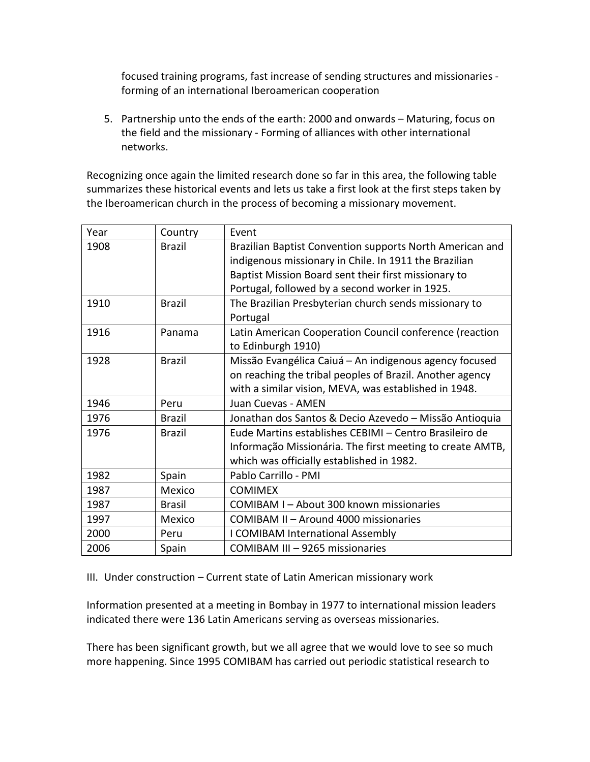focused training programs, fast increase of sending structures and missionaries - forming of an international Iberoamerican cooperation

5. Partnership unto the ends of the earth: 2000 and onwards – Maturing, focus on the field and the missionary - Forming of alliances with other international networks.

Recognizing once again the limited research done so far in this area, the following table summarizes these historical events and lets us take a first look at the first steps taken by the Iberoamerican church in the process of becoming a missionary movement.

| Year | Country | Event |
|---|---|---|
| 1908 | Brazil | Brazilian Baptist Convention supports North American and indigenous missionary in Chile. In 1911 the Brazilian Baptist Mission Board sent their first missionary to Portugal, followed by a second worker in 1925. |
| 1910 | Brazil | The Brazilian Presbyterian church sends missionary to Portugal |
| 1916 | Panama | Latin American Cooperation Council conference (reaction to Edinburgh 1910) |
| 1928 | Brazil | Missão Evangélica Caiuá – An indigenous agency focused on reaching the tribal peoples of Brazil. Another agency with a similar vision, MEVA, was established in 1948. |
| 1946 | Peru | Juan Cuevas - AMEN |
| 1976 | Brazil | Jonathan dos Santos & Decio Azevedo – Missão Antioquia |
| 1976 | Brazil | Eude Martins establishes CEBIMI – Centro Brasileiro de Informação Missionária. The first meeting to create AMTB, which was officially established in 1982. |
| 1982 | Spain | Pablo Carrillo - PMI |
| 1987 | Mexico | COMIMEX |
| 1987 | Brasil | COMIBAM I – About 300 known missionaries |
| 1997 | Mexico | COMIBAM II – Around 4000 missionaries |
| 2000 | Peru | I COMIBAM International Assembly |
| 2006 | Spain | COMIBAM III – 9265 missionaries |

III. Under construction – Current state of Latin American missionary work

Information presented at a meeting in Bombay in 1977 to international mission leaders indicated there were 136 Latin Americans serving as overseas missionaries.

There has been significant growth, but we all agree that we would love to see so much more happening. Since 1995 COMIBAM has carried out periodic statistical research to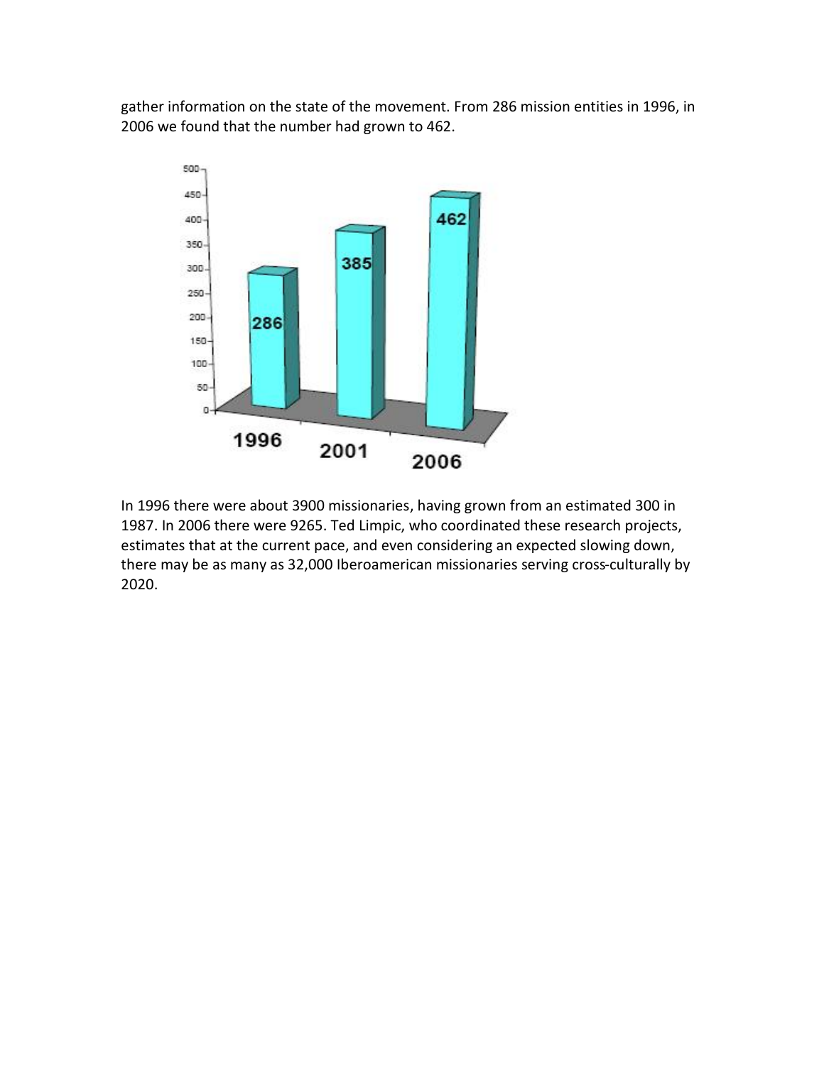gather information on the state of the movement. From 286 mission entities in 1996, in 2006 we found that the number had grown to 462.

In 1996 there were about 3900 missionaries, having grown from an estimated 300 in 1987. In 2006 there were 9265. Ted Limpic, who coordinated these research projects, estimates that at the current pace, and even considering an expected slowing down, there may be as many as 32,000 Iberoamerican missionaries serving cross-culturally by 2020.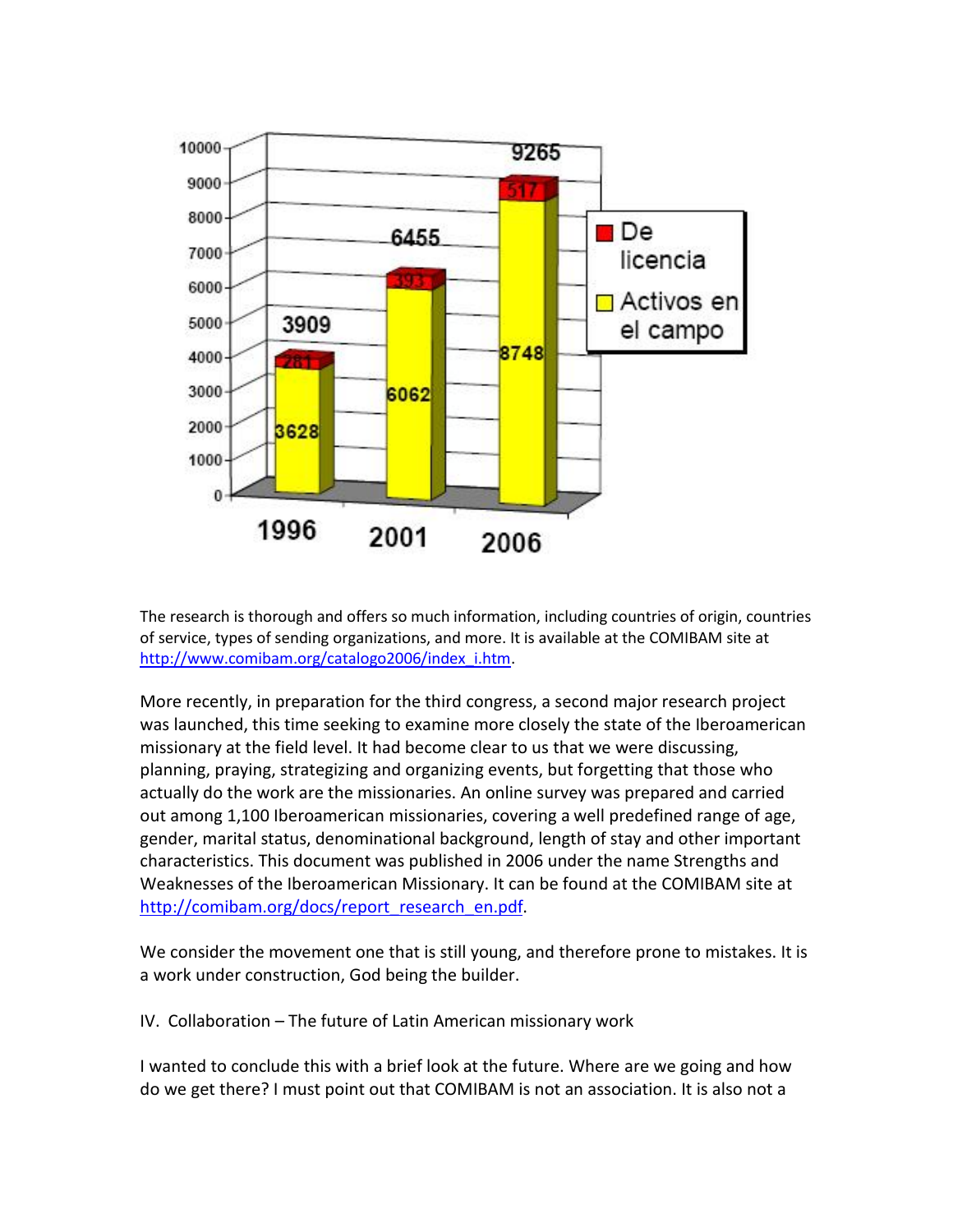| Year | Activos en el campo | De licencia | Total |
|---|---|---|---|
| 1996 | 3628 | 281 | 3909 |
| 2001 | 6062 | 393 | 6455 |
| 2006 | 8748 | 517 | 9265 |

The research is thorough and offers so much information, including countries of origin, countries of service, types of sending organizations, and more. It is available at the COMIBAM site at http://www.comibam.org/catalogo2006/index_i.htm.

More recently, in preparation for the third congress, a second major research project was launched, this time seeking to examine more closely the state of the Iberoamerican missionary at the field level. It had become clear to us that we were discussing, planning, praying, strategizing and organizing events, but forgetting that those who actually do the work are the missionaries. An online survey was prepared and carried out among 1,100 Iberoamerican missionaries, covering a well predefined range of age, gender, marital status, denominational background, length of stay and other important characteristics. This document was published in 2006 under the name Strengths and Weaknesses of the Iberoamerican Missionary. It can be found at the COMIBAM site at http://comibam.org/docs/report_research_en.pdf.

We consider the movement one that is still young, and therefore prone to mistakes. It is a work under construction, God being the builder.

## IV. Collaboration – The future of Latin American missionary work

I wanted to conclude this with a brief look at the future. Where are we going and how do we get there? I must point out that COMIBAM is not an association. It is also not a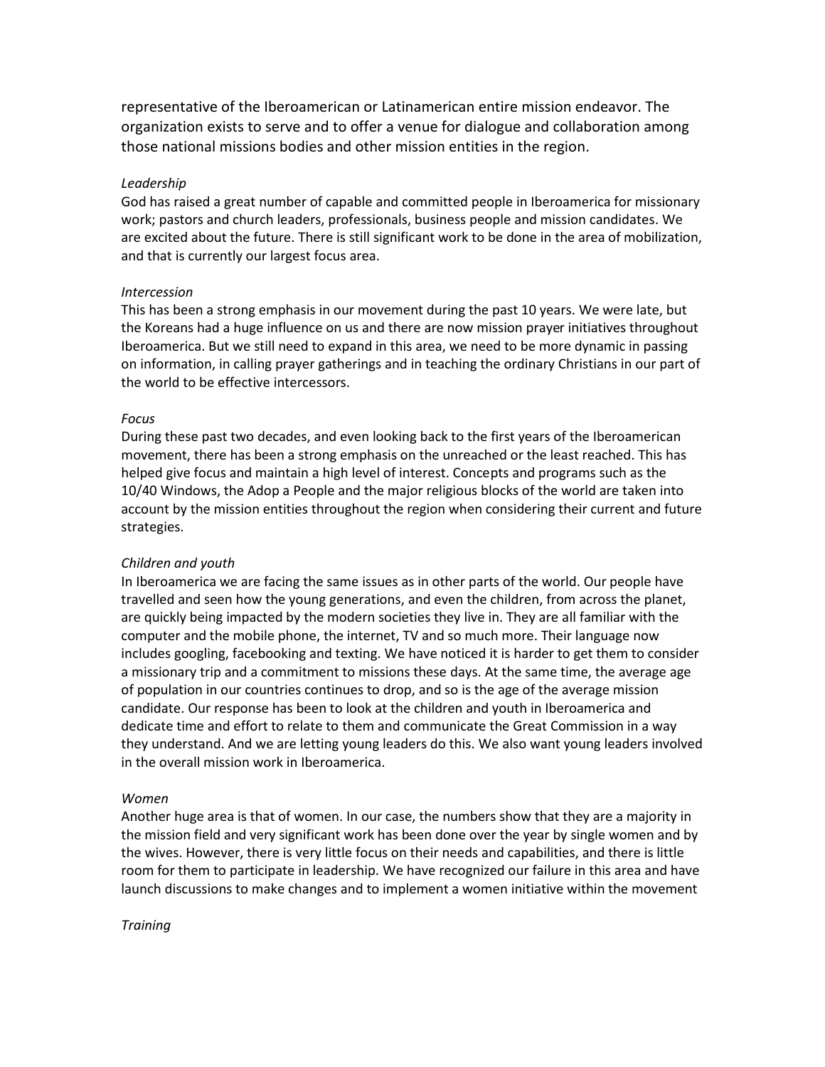representative of the Iberoamerican or Latinamerican entire mission endeavor. The organization exists to serve and to offer a venue for dialogue and collaboration among those national missions bodies and other mission entities in the region.

*Leadership*

God has raised a great number of capable and committed people in Iberoamerica for missionary work; pastors and church leaders, professionals, business people and mission candidates. We are excited about the future. There is still significant work to be done in the area of mobilization, and that is currently our largest focus area.

*Intercession*

This has been a strong emphasis in our movement during the past 10 years. We were late, but the Koreans had a huge influence on us and there are now mission prayer initiatives throughout Iberoamerica. But we still need to expand in this area, we need to be more dynamic in passing on information, in calling prayer gatherings and in teaching the ordinary Christians in our part of the world to be effective intercessors.

*Focus*

During these past two decades, and even looking back to the first years of the Iberoamerican movement, there has been a strong emphasis on the unreached or the least reached. This has helped give focus and maintain a high level of interest. Concepts and programs such as the 10/40 Windows, the Adop a People and the major religious blocks of the world are taken into account by the mission entities throughout the region when considering their current and future strategies.

*Children and youth*

In Iberoamerica we are facing the same issues as in other parts of the world. Our people have travelled and seen how the young generations, and even the children, from across the planet, are quickly being impacted by the modern societies they live in. They are all familiar with the computer and the mobile phone, the internet, TV and so much more. Their language now includes googling, facebooking and texting. We have noticed it is harder to get them to consider a missionary trip and a commitment to missions these days. At the same time, the average age of population in our countries continues to drop, and so is the age of the average mission candidate. Our response has been to look at the children and youth in Iberoamerica and dedicate time and effort to relate to them and communicate the Great Commission in a way they understand. And we are letting young leaders do this. We also want young leaders involved in the overall mission work in Iberoamerica.

*Women*

Another huge area is that of women. In our case, the numbers show that they are a majority in the mission field and very significant work has been done over the year by single women and by the wives. However, there is very little focus on their needs and capabilities, and there is little room for them to participate in leadership. We have recognized our failure in this area and have launch discussions to make changes and to implement a women initiative within the movement

*Training*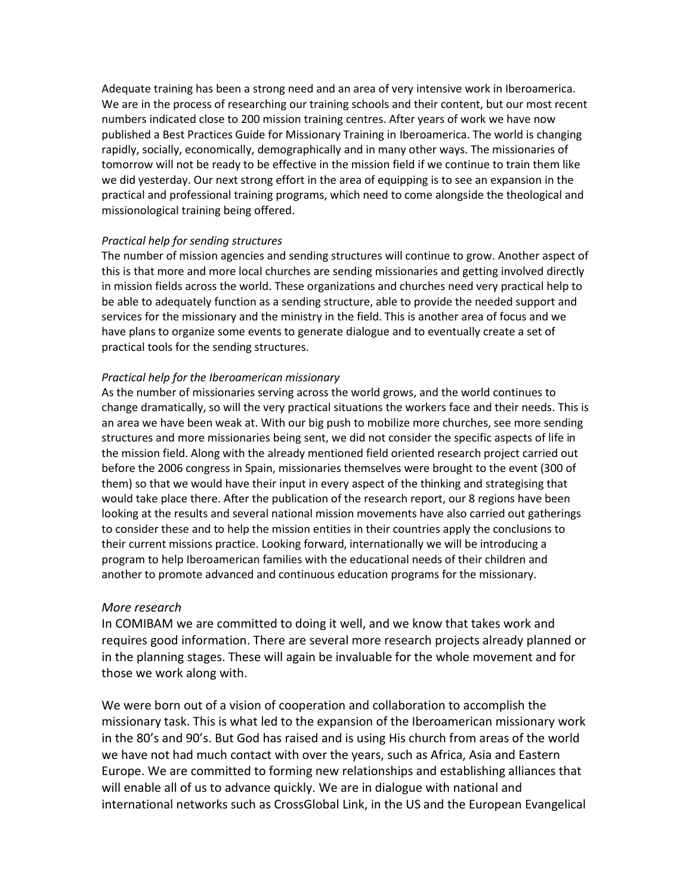Adequate training has been a strong need and an area of very intensive work in Iberoamerica. We are in the process of researching our training schools and their content, but our most recent numbers indicated close to 200 mission training centres. After years of work we have now published a Best Practices Guide for Missionary Training in Iberoamerica. The world is changing rapidly, socially, economically, demographically and in many other ways. The missionaries of tomorrow will not be ready to be effective in the mission field if we continue to train them like we did yesterday. Our next strong effort in the area of equipping is to see an expansion in the practical and professional training programs, which need to come alongside the theological and missionological training being offered.

*Practical help for sending structures*

The number of mission agencies and sending structures will continue to grow. Another aspect of this is that more and more local churches are sending missionaries and getting involved directly in mission fields across the world. These organizations and churches need very practical help to be able to adequately function as a sending structure, able to provide the needed support and services for the missionary and the ministry in the field. This is another area of focus and we have plans to organize some events to generate dialogue and to eventually create a set of practical tools for the sending structures.

*Practical help for the Iberoamerican missionary*

As the number of missionaries serving across the world grows, and the world continues to change dramatically, so will the very practical situations the workers face and their needs. This is an area we have been weak at. With our big push to mobilize more churches, see more sending structures and more missionaries being sent, we did not consider the specific aspects of life in the mission field. Along with the already mentioned field oriented research project carried out before the 2006 congress in Spain, missionaries themselves were brought to the event (300 of them) so that we would have their input in every aspect of the thinking and strategising that would take place there. After the publication of the research report, our 8 regions have been looking at the results and several national mission movements have also carried out gatherings to consider these and to help the mission entities in their countries apply the conclusions to their current missions practice. Looking forward, internationally we will be introducing a program to help Iberoamerican families with the educational needs of their children and another to promote advanced and continuous education programs for the missionary.

*More research*

In COMIBAM we are committed to doing it well, and we know that takes work and requires good information. There are several more research projects already planned or in the planning stages. These will again be invaluable for the whole movement and for those we work along with.

We were born out of a vision of cooperation and collaboration to accomplish the missionary task. This is what led to the expansion of the Iberoamerican missionary work in the 80's and 90's. But God has raised and is using His church from areas of the world we have not had much contact with over the years, such as Africa, Asia and Eastern Europe. We are committed to forming new relationships and establishing alliances that will enable all of us to advance quickly. We are in dialogue with national and international networks such as CrossGlobal Link, in the US and the European Evangelical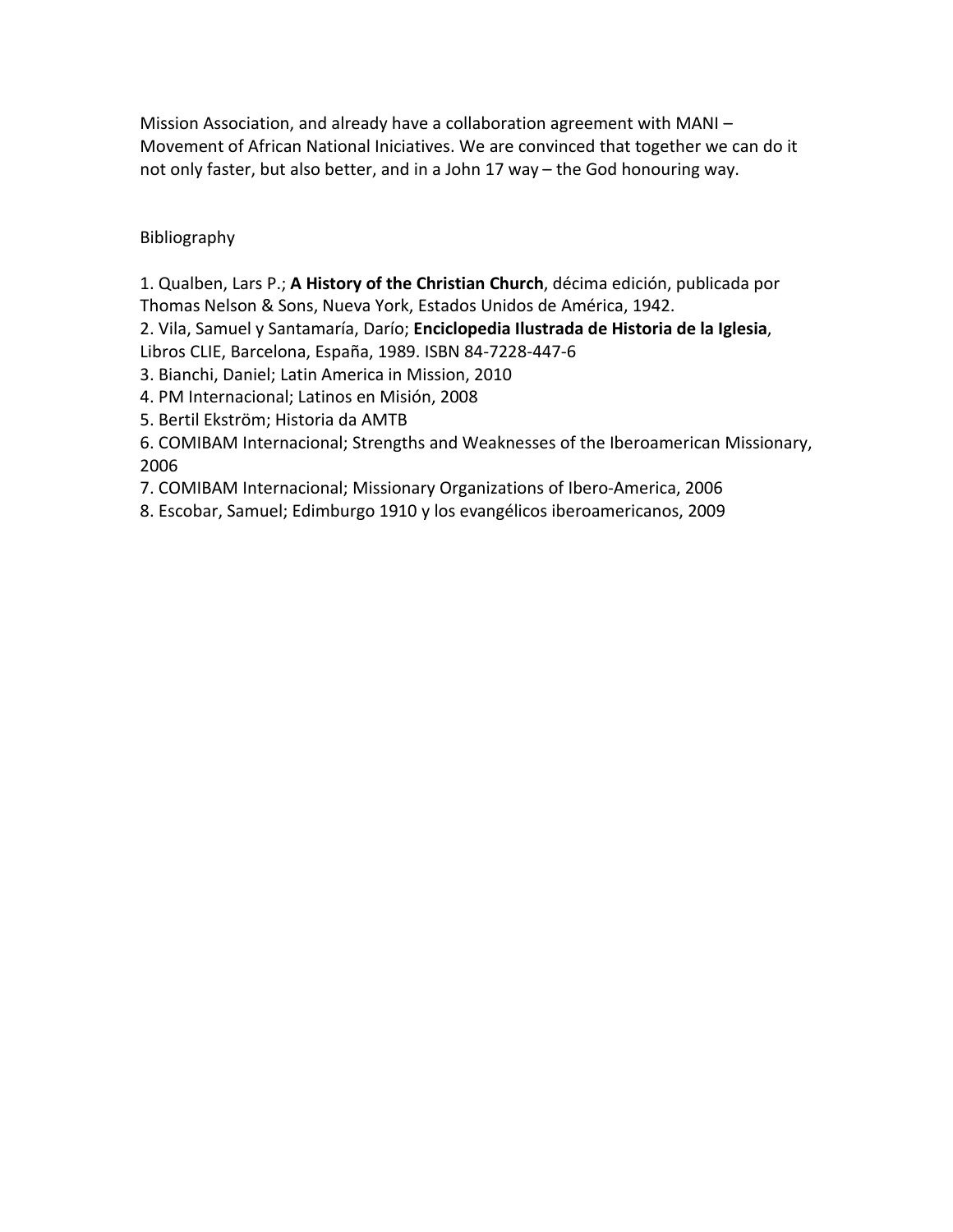Mission Association, and already have a collaboration agreement with MANI – Movement of African National Iniciatives. We are convinced that together we can do it not only faster, but also better, and in a John 17 way – the God honouring way.

Bibliography

1. Qualben, Lars P.; **A History of the Christian Church**, décima edición, publicada por Thomas Nelson & Sons, Nueva York, Estados Unidos de América, 1942.
2. Vila, Samuel y Santamaría, Darío; **Enciclopedia Ilustrada de Historia de la Iglesia**, Libros CLIE, Barcelona, España, 1989. ISBN 84-7228-447-6
3. Bianchi, Daniel; Latin America in Mission, 2010
4. PM Internacional; Latinos en Misión, 2008
5. Bertil Ekström; Historia da AMTB
6. COMIBAM Internacional; Strengths and Weaknesses of the Iberoamerican Missionary, 2006
7. COMIBAM Internacional; Missionary Organizations of Ibero-America, 2006
8. Escobar, Samuel; Edimburgo 1910 y los evangélicos iberoamericanos, 2009